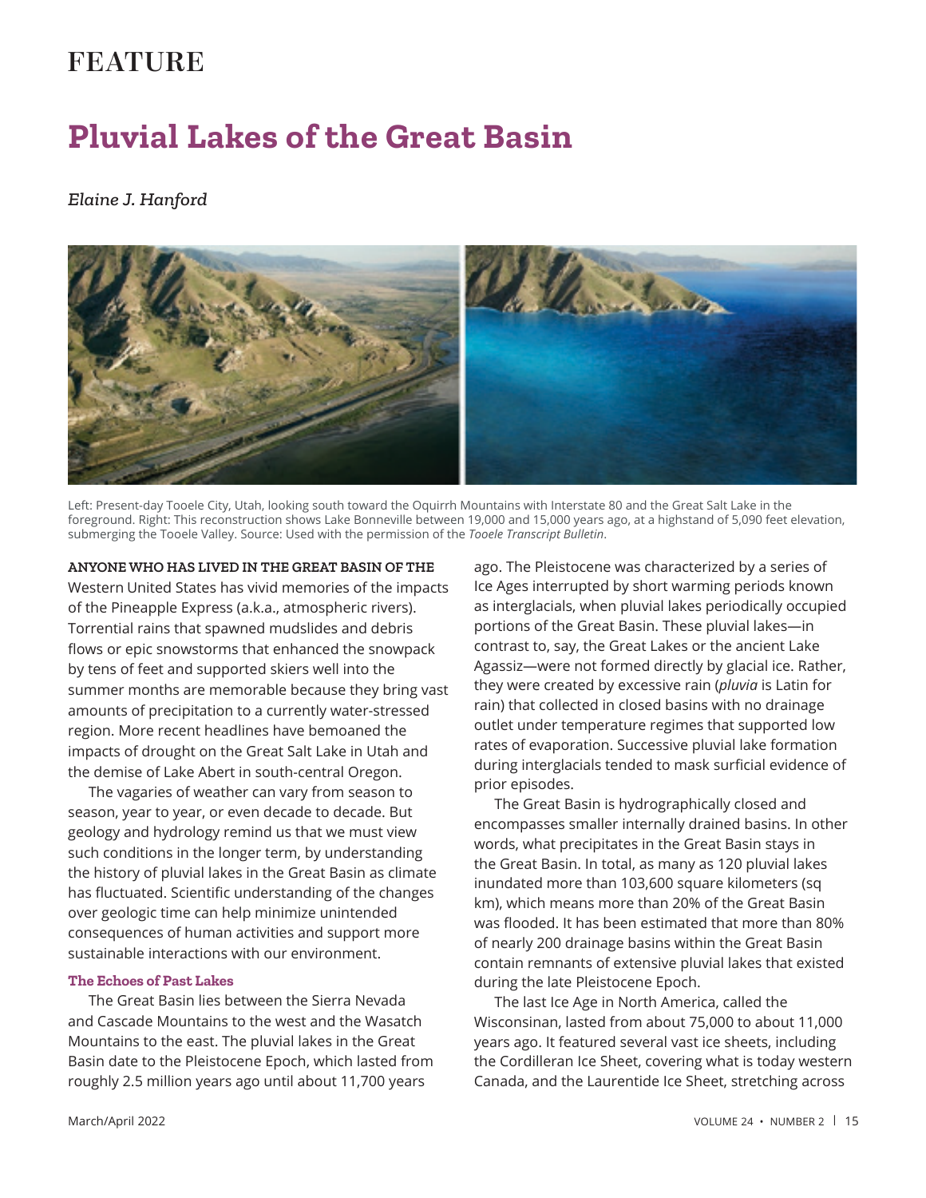FEATURE

# Pluvial Lakes of the Great Basin

*Elaine J. Hanford*

Left: Present-day Tooele City, Utah, looking south toward the Oquirrh Mountains with Interstate 80 and the Great Salt Lake in the foreground. Right: This reconstruction shows Lake Bonneville between 19,000 and 15,000 years ago, at a highstand of 5,090 feet elevation, submerging the Tooele Valley. Source: Used with the permission of the *Tooele Transcript Bulletin*.

**ANYONE WHO HAS LIVED IN THE GREAT BASIN OF THE** Western United States has vivid memories of the impacts of the Pineapple Express (a.k.a., atmospheric rivers). Torrential rains that spawned mudslides and debris flows or epic snowstorms that enhanced the snowpack by tens of feet and supported skiers well into the summer months are memorable because they bring vast amounts of precipitation to a currently water-stressed region. More recent headlines have bemoaned the impacts of drought on the Great Salt Lake in Utah and the demise of Lake Abert in south-central Oregon.

The vagaries of weather can vary from season to season, year to year, or even decade to decade. But geology and hydrology remind us that we must view such conditions in the longer term, by understanding the history of pluvial lakes in the Great Basin as climate has fluctuated. Scientific understanding of the changes over geologic time can help minimize unintended consequences of human activities and support more sustainable interactions with our environment.

### The Echoes of Past Lakes

The Great Basin lies between the Sierra Nevada and Cascade Mountains to the west and the Wasatch Mountains to the east. The pluvial lakes in the Great Basin date to the Pleistocene Epoch, which lasted from roughly 2.5 million years ago until about 11,700 years ago. The Pleistocene was characterized by a series of Ice Ages interrupted by short warming periods known as interglacials, when pluvial lakes periodically occupied portions of the Great Basin. These pluvial lakes—in contrast to, say, the Great Lakes or the ancient Lake Agassiz—were not formed directly by glacial ice. Rather, they were created by excessive rain (*pluvia* is Latin for rain) that collected in closed basins with no drainage outlet under temperature regimes that supported low rates of evaporation. Successive pluvial lake formation during interglacials tended to mask surficial evidence of prior episodes.

The Great Basin is hydrographically closed and encompasses smaller internally drained basins. In other words, what precipitates in the Great Basin stays in the Great Basin. In total, as many as 120 pluvial lakes inundated more than 103,600 square kilometers (sq km), which means more than 20% of the Great Basin was flooded. It has been estimated that more than 80% of nearly 200 drainage basins within the Great Basin contain remnants of extensive pluvial lakes that existed during the late Pleistocene Epoch.

The last Ice Age in North America, called the Wisconsinan, lasted from about 75,000 to about 11,000 years ago. It featured several vast ice sheets, including the Cordilleran Ice Sheet, covering what is today western Canada, and the Laurentide Ice Sheet, stretching across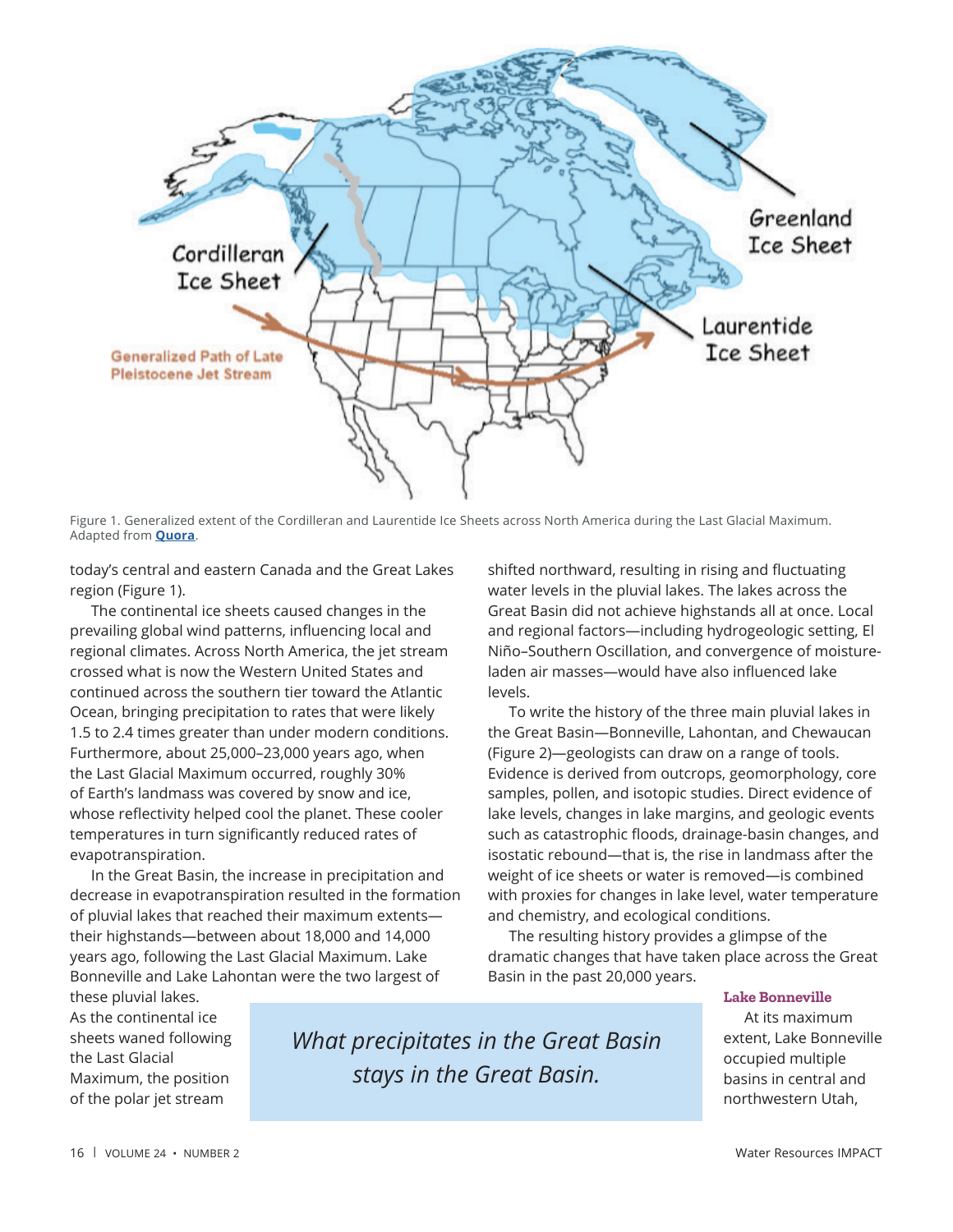Figure 1. Generalized extent of the Cordilleran and Laurentide Ice Sheets across North America during the Last Glacial Maximum. Adapted from **Quora**.

today's central and eastern Canada and the Great Lakes region (Figure 1).

The continental ice sheets caused changes in the prevailing global wind patterns, influencing local and regional climates. Across North America, the jet stream crossed what is now the Western United States and continued across the southern tier toward the Atlantic Ocean, bringing precipitation to rates that were likely 1.5 to 2.4 times greater than under modern conditions. Furthermore, about 25,000–23,000 years ago, when the Last Glacial Maximum occurred, roughly 30% of Earth's landmass was covered by snow and ice, whose reflectivity helped cool the planet. These cooler temperatures in turn significantly reduced rates of evapotranspiration.

In the Great Basin, the increase in precipitation and decrease in evapotranspiration resulted in the formation of pluvial lakes that reached their maximum extents—their highstands—between about 18,000 and 14,000 years ago, following the Last Glacial Maximum. Lake Bonneville and Lake Lahontan were the two largest of these pluvial lakes.

As the continental ice sheets waned following the Last Glacial Maximum, the position of the polar jet stream shifted northward, resulting in rising and fluctuating water levels in the pluvial lakes. The lakes across the Great Basin did not achieve highstands all at once. Local and regional factors—including hydrogeologic setting, El Niño–Southern Oscillation, and convergence of moisture-laden air masses—would have also influenced lake levels.

To write the history of the three main pluvial lakes in the Great Basin—Bonneville, Lahontan, and Chewaucan (Figure 2)—geologists can draw on a range of tools. Evidence is derived from outcrops, geomorphology, core samples, pollen, and isotopic studies. Direct evidence of lake levels, changes in lake margins, and geologic events such as catastrophic floods, drainage-basin changes, and isostatic rebound—that is, the rise in landmass after the weight of ice sheets or water is removed—is combined with proxies for changes in lake level, water temperature and chemistry, and ecological conditions.

The resulting history provides a glimpse of the dramatic changes that have taken place across the Great Basin in the past 20,000 years.

> *What precipitates in the Great Basin stays in the Great Basin.*

### Lake Bonneville

At its maximum extent, Lake Bonneville occupied multiple basins in central and northwestern Utah,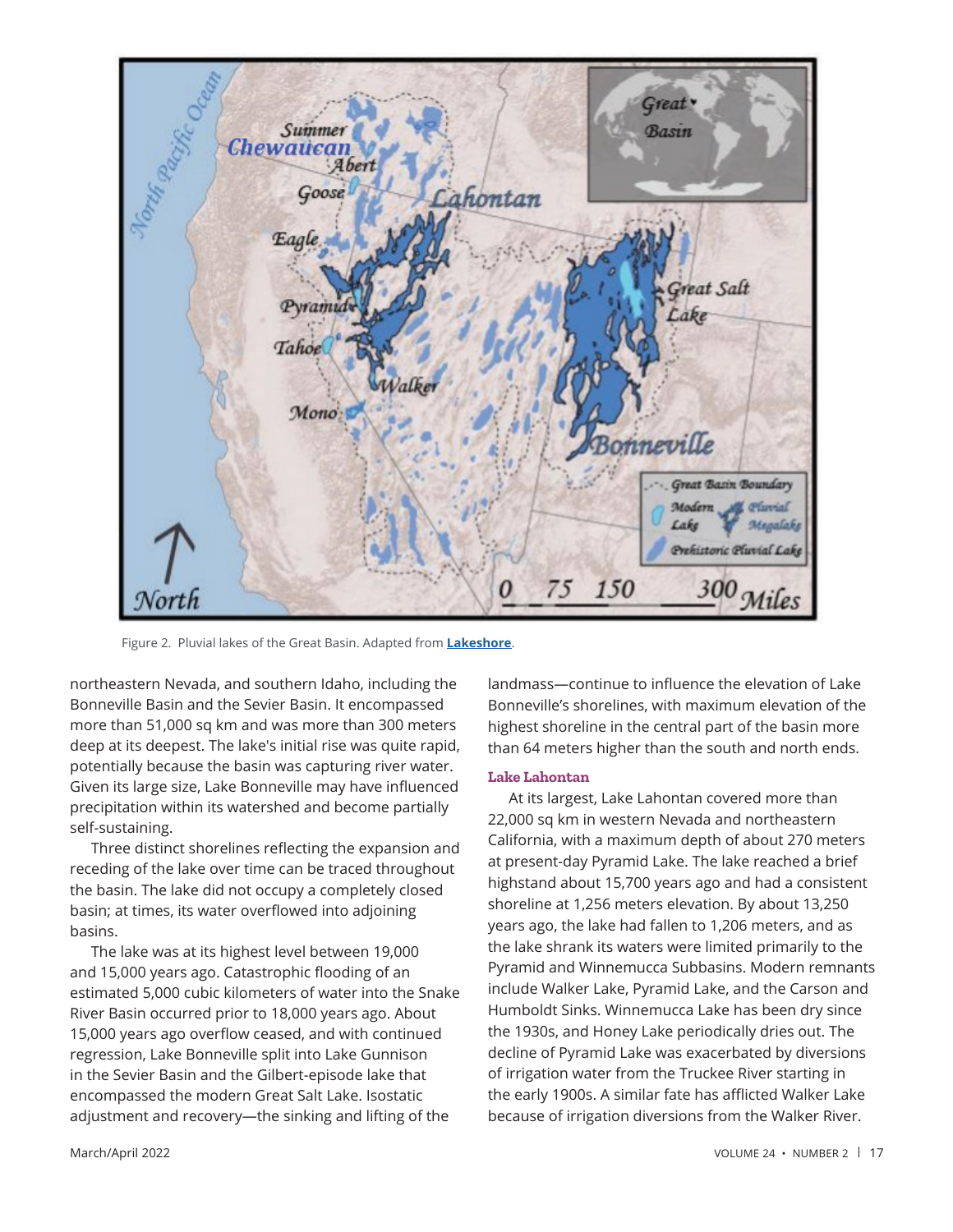Figure 2. Pluvial lakes of the Great Basin. Adapted from **Lakeshore**.

northeastern Nevada, and southern Idaho, including the Bonneville Basin and the Sevier Basin. It encompassed more than 51,000 sq km and was more than 300 meters deep at its deepest. The lake's initial rise was quite rapid, potentially because the basin was capturing river water. Given its large size, Lake Bonneville may have influenced precipitation within its watershed and become partially self-sustaining.

Three distinct shorelines reflecting the expansion and receding of the lake over time can be traced throughout the basin. The lake did not occupy a completely closed basin; at times, its water overflowed into adjoining basins.

The lake was at its highest level between 19,000 and 15,000 years ago. Catastrophic flooding of an estimated 5,000 cubic kilometers of water into the Snake River Basin occurred prior to 18,000 years ago. About 15,000 years ago overflow ceased, and with continued regression, Lake Bonneville split into Lake Gunnison in the Sevier Basin and the Gilbert-episode lake that encompassed the modern Great Salt Lake. Isostatic adjustment and recovery—the sinking and lifting of the landmass—continue to influence the elevation of Lake Bonneville's shorelines, with maximum elevation of the highest shoreline in the central part of the basin more than 64 meters higher than the south and north ends.

#### Lake Lahontan

At its largest, Lake Lahontan covered more than 22,000 sq km in western Nevada and northeastern California, with a maximum depth of about 270 meters at present-day Pyramid Lake. The lake reached a brief highstand about 15,700 years ago and had a consistent shoreline at 1,256 meters elevation. By about 13,250 years ago, the lake had fallen to 1,206 meters, and as the lake shrank its waters were limited primarily to the Pyramid and Winnemucca Subbasins. Modern remnants include Walker Lake, Pyramid Lake, and the Carson and Humboldt Sinks. Winnemucca Lake has been dry since the 1930s, and Honey Lake periodically dries out. The decline of Pyramid Lake was exacerbated by diversions of irrigation water from the Truckee River starting in the early 1900s. A similar fate has afflicted Walker Lake because of irrigation diversions from the Walker River.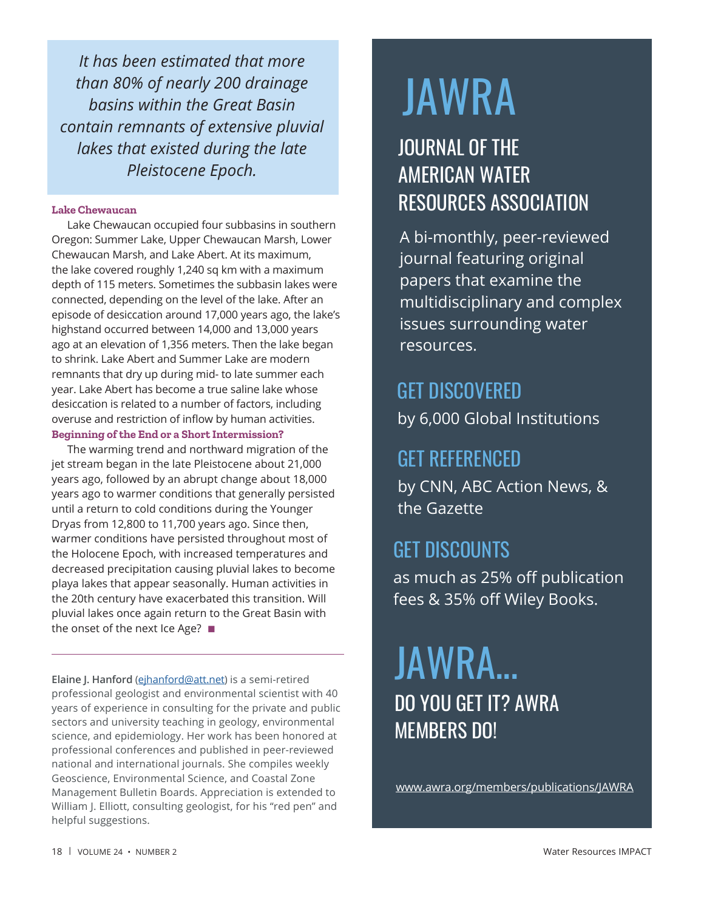*It has been estimated that more than 80% of nearly 200 drainage basins within the Great Basin contain remnants of extensive pluvial lakes that existed during the late Pleistocene Epoch.*

### Lake Chewaucan

Lake Chewaucan occupied four subbasins in southern Oregon: Summer Lake, Upper Chewaucan Marsh, Lower Chewaucan Marsh, and Lake Abert. At its maximum, the lake covered roughly 1,240 sq km with a maximum depth of 115 meters. Sometimes the subbasin lakes were connected, depending on the level of the lake. After an episode of desiccation around 17,000 years ago, the lake's highstand occurred between 14,000 and 13,000 years ago at an elevation of 1,356 meters. Then the lake began to shrink. Lake Abert and Summer Lake are modern remnants that dry up during mid- to late summer each year. Lake Abert has become a true saline lake whose desiccation is related to a number of factors, including overuse and restriction of inflow by human activities.

### Beginning of the End or a Short Intermission?

The warming trend and northward migration of the jet stream began in the late Pleistocene about 21,000 years ago, followed by an abrupt change about 18,000 years ago to warmer conditions that generally persisted until a return to cold conditions during the Younger Dryas from 12,800 to 11,700 years ago. Since then, warmer conditions have persisted throughout most of the Holocene Epoch, with increased temperatures and decreased precipitation causing pluvial lakes to become playa lakes that appear seasonally. Human activities in the 20th century have exacerbated this transition. Will pluvial lakes once again return to the Great Basin with the onset of the next Ice Age? ■

---

**Elaine J. Hanford** (ejhanford@att.net) is a semi-retired professional geologist and environmental scientist with 40 years of experience in consulting for the private and public sectors and university teaching in geology, environmental science, and epidemiology. Her work has been honored at professional conferences and published in peer-reviewed national and international journals. She compiles weekly Geoscience, Environmental Science, and Coastal Zone Management Bulletin Boards. Appreciation is extended to William J. Elliott, consulting geologist, for his "red pen" and helpful suggestions.

# JAWRA

## JOURNAL OF THE AMERICAN WATER RESOURCES ASSOCIATION

A bi-monthly, peer-reviewed journal featuring original papers that examine the multidisciplinary and complex issues surrounding water resources.

## GET DISCOVERED

by 6,000 Global Institutions

## GET REFERENCED

by CNN, ABC Action News, & the Gazette

## GET DISCOUNTS

as much as 25% off publication fees & 35% off Wiley Books.

# JAWRA...

## DO YOU GET IT? AWRA MEMBERS DO!

www.awra.org/members/publications/JAWRA